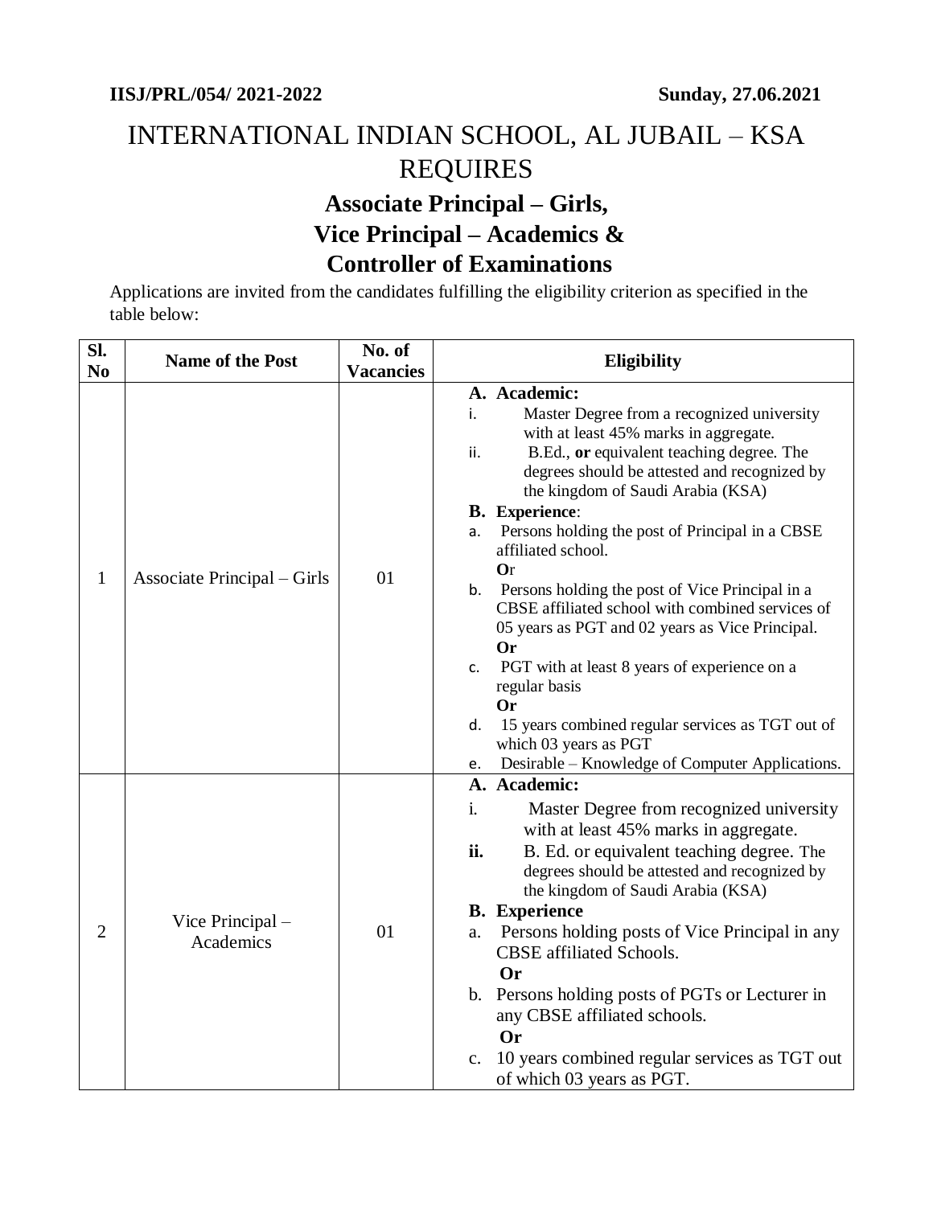**IIISJ/PRL/054/ 2021-2022** **Sunday, 27.06.2021**

# INTERNATIONAL INDIAN SCHOOL, AL JUBAIL – KSA REQUIRES

## Associate Principal – Girls, Vice Principal – Academics & Controller of Examinations

Applications are invited from the candidates fulfilling the eligibility criterion as specified in the table below:

| Sl. No | Name of the Post | No. of Vacancies | Eligibility |
|---|---|---|---|
| 1 | Associate Principal – Girls | 01 | **A. Academic:**<br>i. Master Degree from a recognized university with at least 45% marks in aggregate.<br>ii. B.Ed., **or** equivalent teaching degree. The degrees should be attested and recognized by the kingdom of Saudi Arabia (KSA)<br>**B. Experience**:<br>a. Persons holding the post of Principal in a CBSE affiliated school.<br>**O**r<br>b. Persons holding the post of Vice Principal in a CBSE affiliated school with combined services of 05 years as PGT and 02 years as Vice Principal.<br>**Or**<br>c. PGT with at least 8 years of experience on a regular basis<br>**Or**<br>d. 15 years combined regular services as TGT out of which 03 years as PGT<br>e. Desirable – Knowledge of Computer Applications. |
| 2 | Vice Principal – Academics | 01 | **A. Academic:**<br>i. Master Degree from recognized university with at least 45% marks in aggregate.<br>**ii.** B. Ed. or equivalent teaching degree. The degrees should be attested and recognized by the kingdom of Saudi Arabia (KSA)<br>**B. Experience**<br>a. Persons holding posts of Vice Principal in any CBSE affiliated Schools.<br>**Or**<br>b. Persons holding posts of PGTs or Lecturer in any CBSE affiliated schools.<br>**Or**<br>c. 10 years combined regular services as TGT out of which 03 years as PGT. |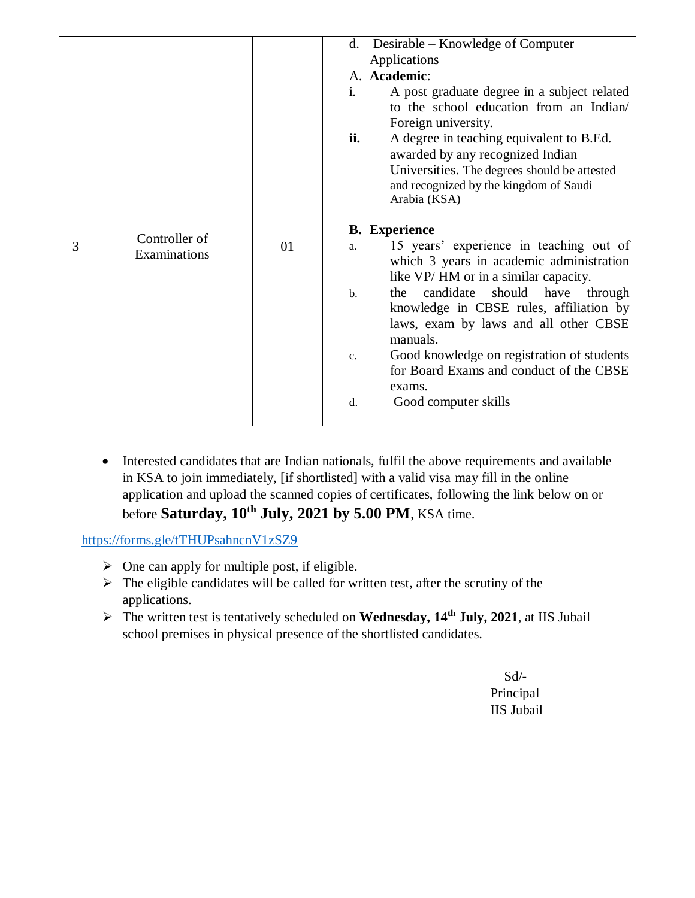| | | | |
|---|---|---|---|
| | | | d. Desirable – Knowledge of Computer Applications |
| 3 | Controller of Examinations | 01 | A. **Academic**:<br>i. A post graduate degree in a subject related to the school education from an Indian/ Foreign university.<br>**ii.** A degree in teaching equivalent to B.Ed. awarded by any recognized Indian Universities. The degrees should be attested and recognized by the kingdom of Saudi Arabia (KSA)<br><br>**B. Experience**<br>a. 15 years' experience in teaching out of which 3 years in academic administration like VP/ HM or in a similar capacity.<br>b. the candidate should have through knowledge in CBSE rules, affiliation by laws, exam by laws and all other CBSE manuals.<br>c. Good knowledge on registration of students for Board Exams and conduct of the CBSE exams.<br>d. Good computer skills |

- Interested candidates that are Indian nationals, fulfil the above requirements and available in KSA to join immediately, [if shortlisted] with a valid visa may fill in the online application and upload the scanned copies of certificates, following the link below on or before **Saturday, 10th July, 2021 by 5.00 PM**, KSA time.

https://forms.gle/tTHUPsahncnV1zSZ9

- One can apply for multiple post, if eligible.
- The eligible candidates will be called for written test, after the scrutiny of the applications.
- The written test is tentatively scheduled on **Wednesday, 14th July, 2021**, at IIS Jubail school premises in physical presence of the shortlisted candidates.

Sd/-
Principal
IIS Jubail